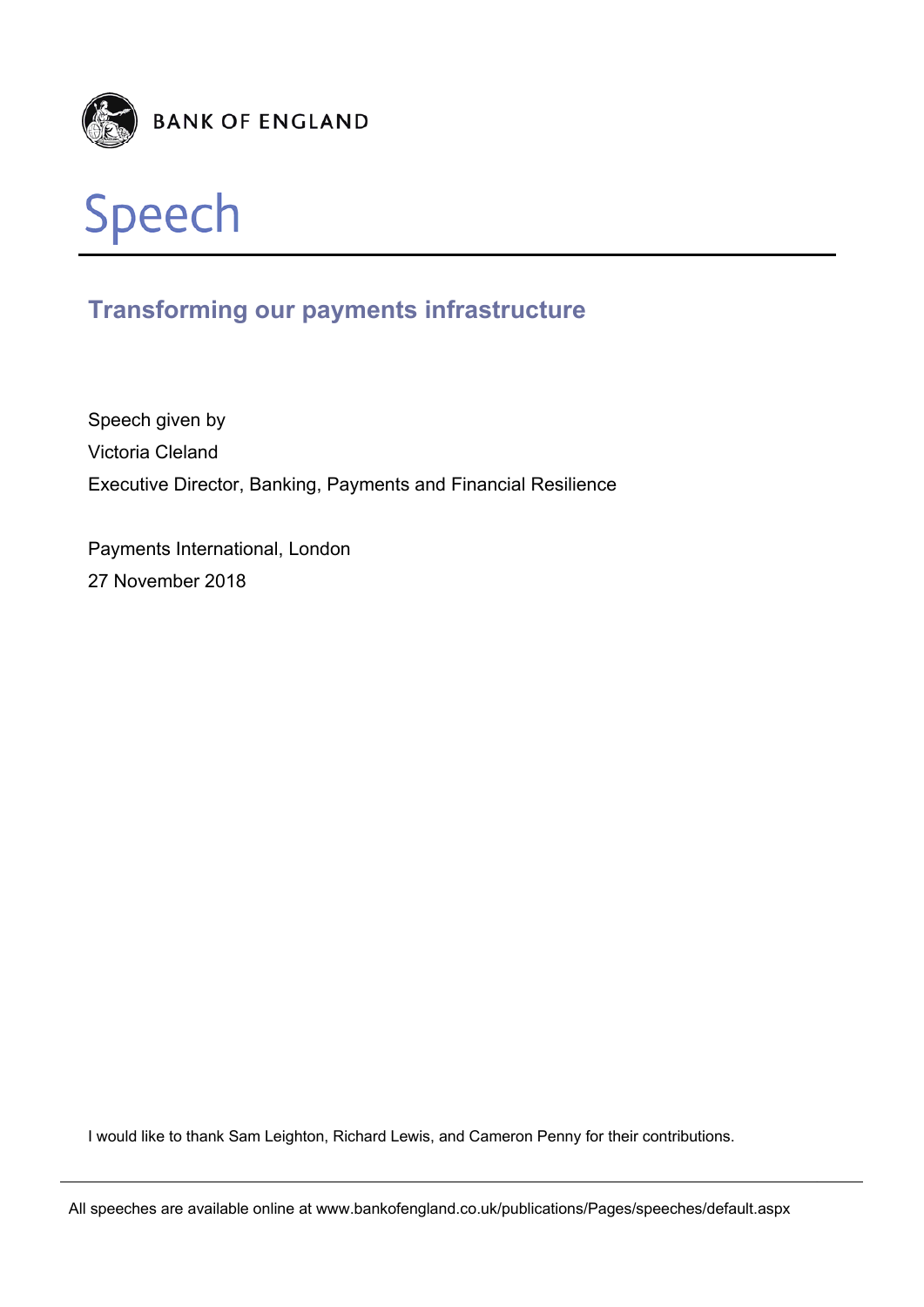BANK OF ENGLAND

# Speech

## Transforming our payments infrastructure

Speech given by

Victoria Cleland

Executive Director, Banking, Payments and Financial Resilience

Payments International, London

27 November 2018

I would like to thank Sam Leighton, Richard Lewis, and Cameron Penny for their contributions.

All speeches are available online at www.bankofengland.co.uk/publications/Pages/speeches/default.aspx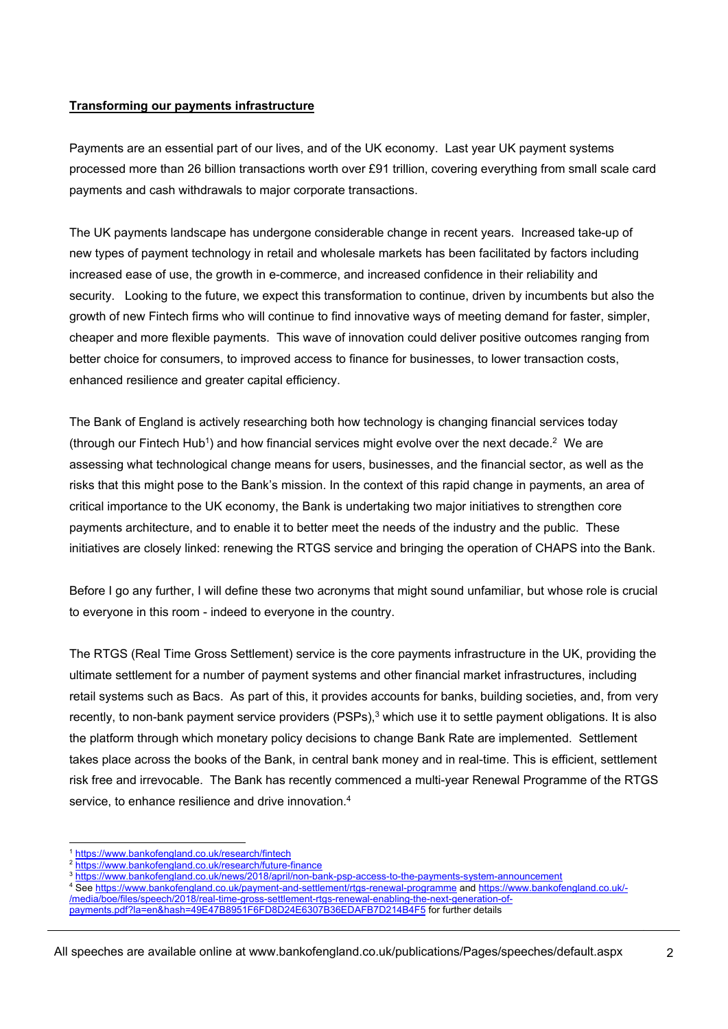**Transforming our payments infrastructure**

Payments are an essential part of our lives, and of the UK economy. Last year UK payment systems processed more than 26 billion transactions worth over £91 trillion, covering everything from small scale card payments and cash withdrawals to major corporate transactions.

The UK payments landscape has undergone considerable change in recent years. Increased take-up of new types of payment technology in retail and wholesale markets has been facilitated by factors including increased ease of use, the growth in e-commerce, and increased confidence in their reliability and security. Looking to the future, we expect this transformation to continue, driven by incumbents but also the growth of new Fintech firms who will continue to find innovative ways of meeting demand for faster, simpler, cheaper and more flexible payments. This wave of innovation could deliver positive outcomes ranging from better choice for consumers, to improved access to finance for businesses, to lower transaction costs, enhanced resilience and greater capital efficiency.

The Bank of England is actively researching both how technology is changing financial services today (through our Fintech Hub[1]) and how financial services might evolve over the next decade.[2] We are assessing what technological change means for users, businesses, and the financial sector, as well as the risks that this might pose to the Bank's mission. In the context of this rapid change in payments, an area of critical importance to the UK economy, the Bank is undertaking two major initiatives to strengthen core payments architecture, and to enable it to better meet the needs of the industry and the public. These initiatives are closely linked: renewing the RTGS service and bringing the operation of CHAPS into the Bank.

Before I go any further, I will define these two acronyms that might sound unfamiliar, but whose role is crucial to everyone in this room - indeed to everyone in the country.

The RTGS (Real Time Gross Settlement) service is the core payments infrastructure in the UK, providing the ultimate settlement for a number of payment systems and other financial market infrastructures, including retail systems such as Bacs. As part of this, it provides accounts for banks, building societies, and, from very recently, to non-bank payment service providers (PSPs),[3] which use it to settle payment obligations. It is also the platform through which monetary policy decisions to change Bank Rate are implemented. Settlement takes place across the books of the Bank, in central bank money and in real-time. This is efficient, settlement risk free and irrevocable. The Bank has recently commenced a multi-year Renewal Programme of the RTGS service, to enhance resilience and drive innovation.[4]

---

[1] https://www.bankofengland.co.uk/research/fintech

[2] https://www.bankofengland.co.uk/research/future-finance

[3] https://www.bankofengland.co.uk/news/2018/april/non-bank-psp-access-to-the-payments-system-announcement

[4] See https://www.bankofengland.co.uk/payment-and-settlement/rtgs-renewal-programme and https://www.bankofengland.co.uk/-/media/boe/files/speech/2018/real-time-gross-settlement-rtgs-renewal-enabling-the-next-generation-of-payments.pdf?la=en&hash=49E47B8951F6FD8D24E6307B36EDAFB7D214B4F5 for further details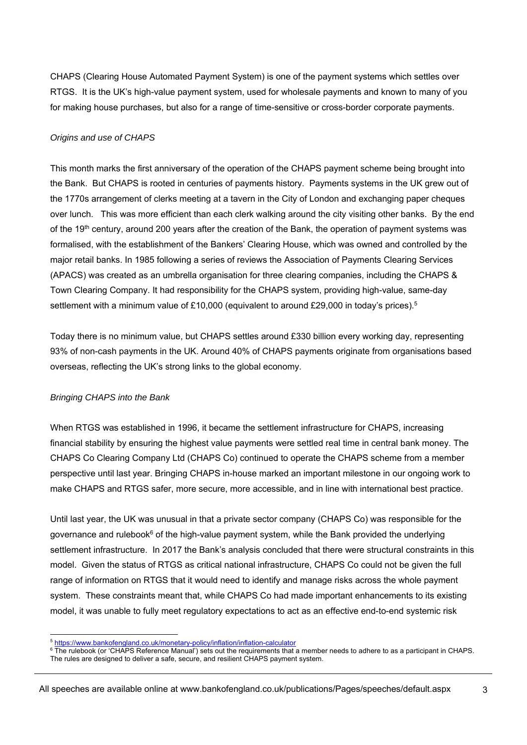CHAPS (Clearing House Automated Payment System) is one of the payment systems which settles over RTGS. It is the UK's high-value payment system, used for wholesale payments and known to many of you for making house purchases, but also for a range of time-sensitive or cross-border corporate payments.

*Origins and use of CHAPS*

This month marks the first anniversary of the operation of the CHAPS payment scheme being brought into the Bank. But CHAPS is rooted in centuries of payments history. Payments systems in the UK grew out of the 1770s arrangement of clerks meeting at a tavern in the City of London and exchanging paper cheques over lunch. This was more efficient than each clerk walking around the city visiting other banks. By the end of the 19th century, around 200 years after the creation of the Bank, the operation of payment systems was formalised, with the establishment of the Bankers' Clearing House, which was owned and controlled by the major retail banks. In 1985 following a series of reviews the Association of Payments Clearing Services (APACS) was created as an umbrella organisation for three clearing companies, including the CHAPS & Town Clearing Company. It had responsibility for the CHAPS system, providing high-value, same-day settlement with a minimum value of £10,000 (equivalent to around £29,000 in today's prices).[5]

Today there is no minimum value, but CHAPS settles around £330 billion every working day, representing 93% of non-cash payments in the UK. Around 40% of CHAPS payments originate from organisations based overseas, reflecting the UK's strong links to the global economy.

*Bringing CHAPS into the Bank*

When RTGS was established in 1996, it became the settlement infrastructure for CHAPS, increasing financial stability by ensuring the highest value payments were settled real time in central bank money. The CHAPS Co Clearing Company Ltd (CHAPS Co) continued to operate the CHAPS scheme from a member perspective until last year. Bringing CHAPS in-house marked an important milestone in our ongoing work to make CHAPS and RTGS safer, more secure, more accessible, and in line with international best practice.

Until last year, the UK was unusual in that a private sector company (CHAPS Co) was responsible for the governance and rulebook[6] of the high-value payment system, while the Bank provided the underlying settlement infrastructure. In 2017 the Bank's analysis concluded that there were structural constraints in this model. Given the status of RTGS as critical national infrastructure, CHAPS Co could not be given the full range of information on RTGS that it would need to identify and manage risks across the whole payment system. These constraints meant that, while CHAPS Co had made important enhancements to its existing model, it was unable to fully meet regulatory expectations to act as an effective end-to-end systemic risk

[5] https://www.bankofengland.co.uk/monetary-policy/inflation/inflation-calculator

[6] The rulebook (or 'CHAPS Reference Manual') sets out the requirements that a member needs to adhere to as a participant in CHAPS. The rules are designed to deliver a safe, secure, and resilient CHAPS payment system.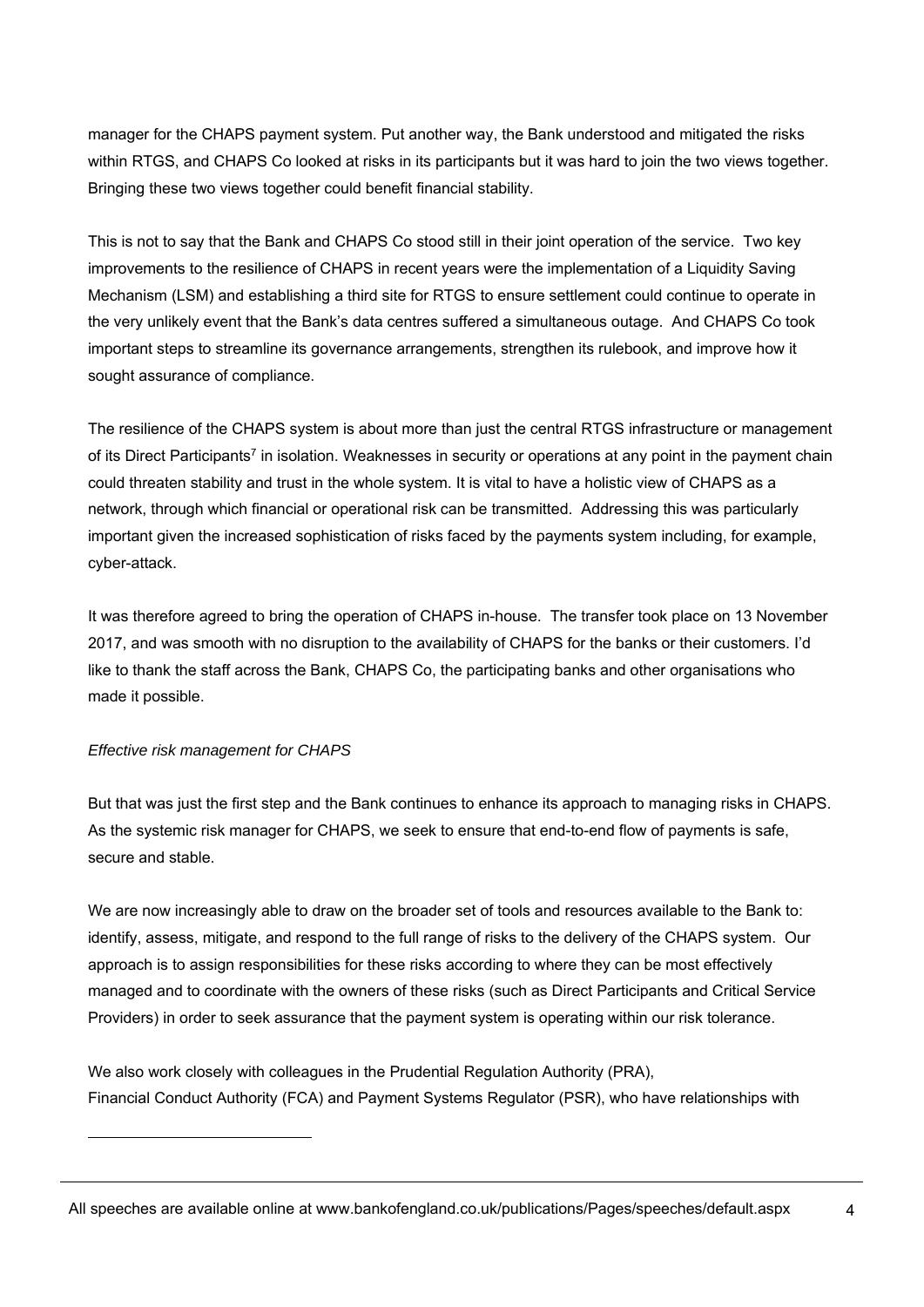manager for the CHAPS payment system. Put another way, the Bank understood and mitigated the risks within RTGS, and CHAPS Co looked at risks in its participants but it was hard to join the two views together. Bringing these two views together could benefit financial stability.

This is not to say that the Bank and CHAPS Co stood still in their joint operation of the service. Two key improvements to the resilience of CHAPS in recent years were the implementation of a Liquidity Saving Mechanism (LSM) and establishing a third site for RTGS to ensure settlement could continue to operate in the very unlikely event that the Bank's data centres suffered a simultaneous outage. And CHAPS Co took important steps to streamline its governance arrangements, strengthen its rulebook, and improve how it sought assurance of compliance.

The resilience of the CHAPS system is about more than just the central RTGS infrastructure or management of its Direct Participants[7] in isolation. Weaknesses in security or operations at any point in the payment chain could threaten stability and trust in the whole system. It is vital to have a holistic view of CHAPS as a network, through which financial or operational risk can be transmitted. Addressing this was particularly important given the increased sophistication of risks faced by the payments system including, for example, cyber-attack.

It was therefore agreed to bring the operation of CHAPS in-house. The transfer took place on 13 November 2017, and was smooth with no disruption to the availability of CHAPS for the banks or their customers. I'd like to thank the staff across the Bank, CHAPS Co, the participating banks and other organisations who made it possible.

*Effective risk management for CHAPS*

But that was just the first step and the Bank continues to enhance its approach to managing risks in CHAPS. As the systemic risk manager for CHAPS, we seek to ensure that end-to-end flow of payments is safe, secure and stable.

We are now increasingly able to draw on the broader set of tools and resources available to the Bank to: identify, assess, mitigate, and respond to the full range of risks to the delivery of the CHAPS system. Our approach is to assign responsibilities for these risks according to where they can be most effectively managed and to coordinate with the owners of these risks (such as Direct Participants and Critical Service Providers) in order to seek assurance that the payment system is operating within our risk tolerance.

We also work closely with colleagues in the Prudential Regulation Authority (PRA), Financial Conduct Authority (FCA) and Payment Systems Regulator (PSR), who have relationships with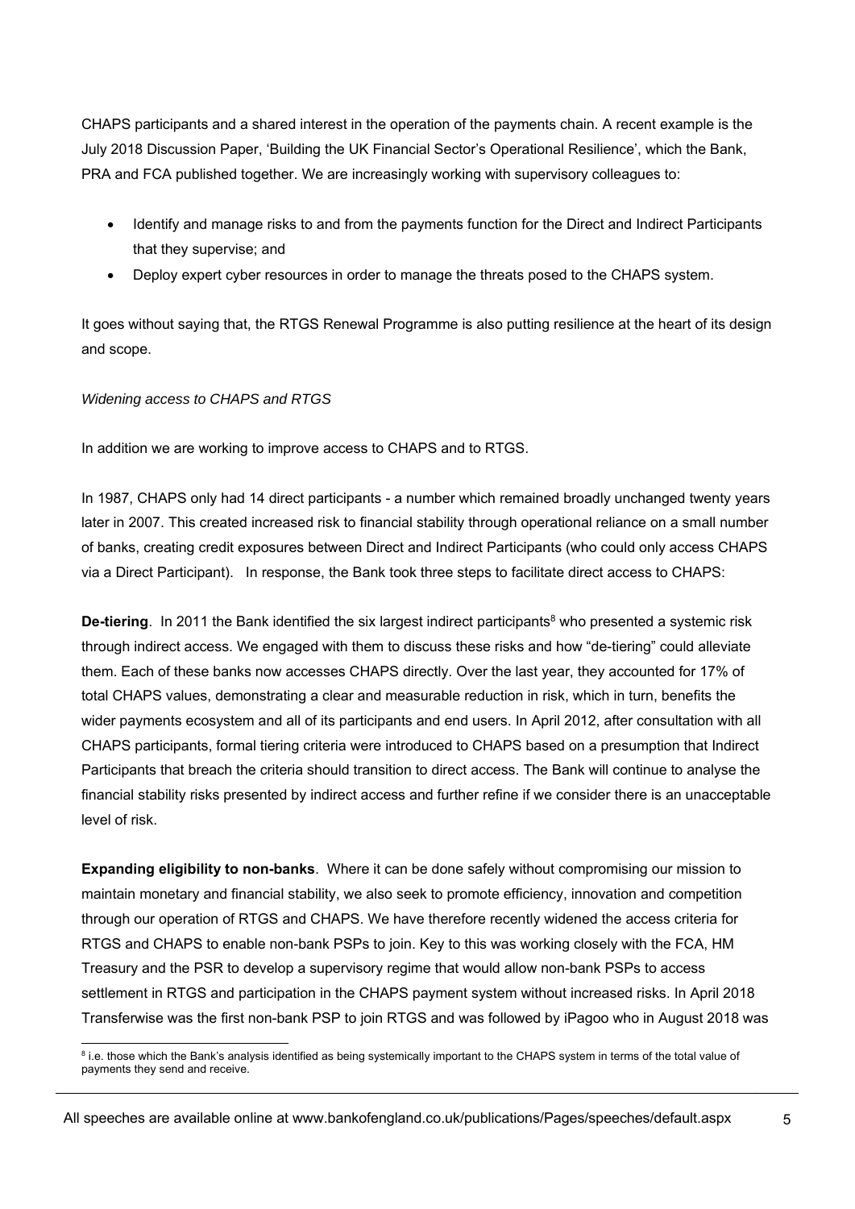CHAPS participants and a shared interest in the operation of the payments chain. A recent example is the July 2018 Discussion Paper, 'Building the UK Financial Sector's Operational Resilience', which the Bank, PRA and FCA published together. We are increasingly working with supervisory colleagues to:

- Identify and manage risks to and from the payments function for the Direct and Indirect Participants that they supervise; and
- Deploy expert cyber resources in order to manage the threats posed to the CHAPS system.

It goes without saying that, the RTGS Renewal Programme is also putting resilience at the heart of its design and scope.

*Widening access to CHAPS and RTGS*

In addition we are working to improve access to CHAPS and to RTGS.

In 1987, CHAPS only had 14 direct participants - a number which remained broadly unchanged twenty years later in 2007. This created increased risk to financial stability through operational reliance on a small number of banks, creating credit exposures between Direct and Indirect Participants (who could only access CHAPS via a Direct Participant). In response, the Bank took three steps to facilitate direct access to CHAPS:

**De-tiering**. In 2011 the Bank identified the six largest indirect participants[8] who presented a systemic risk through indirect access. We engaged with them to discuss these risks and how "de-tiering" could alleviate them. Each of these banks now accesses CHAPS directly. Over the last year, they accounted for 17% of total CHAPS values, demonstrating a clear and measurable reduction in risk, which in turn, benefits the wider payments ecosystem and all of its participants and end users. In April 2012, after consultation with all CHAPS participants, formal tiering criteria were introduced to CHAPS based on a presumption that Indirect Participants that breach the criteria should transition to direct access. The Bank will continue to analyse the financial stability risks presented by indirect access and further refine if we consider there is an unacceptable level of risk.

**Expanding eligibility to non-banks**. Where it can be done safely without compromising our mission to maintain monetary and financial stability, we also seek to promote efficiency, innovation and competition through our operation of RTGS and CHAPS. We have therefore recently widened the access criteria for RTGS and CHAPS to enable non-bank PSPs to join. Key to this was working closely with the FCA, HM Treasury and the PSR to develop a supervisory regime that would allow non-bank PSPs to access settlement in RTGS and participation in the CHAPS payment system without increased risks. In April 2018 Transferwise was the first non-bank PSP to join RTGS and was followed by iPagoo who in August 2018 was

[8] i.e. those which the Bank's analysis identified as being systemically important to the CHAPS system in terms of the total value of payments they send and receive.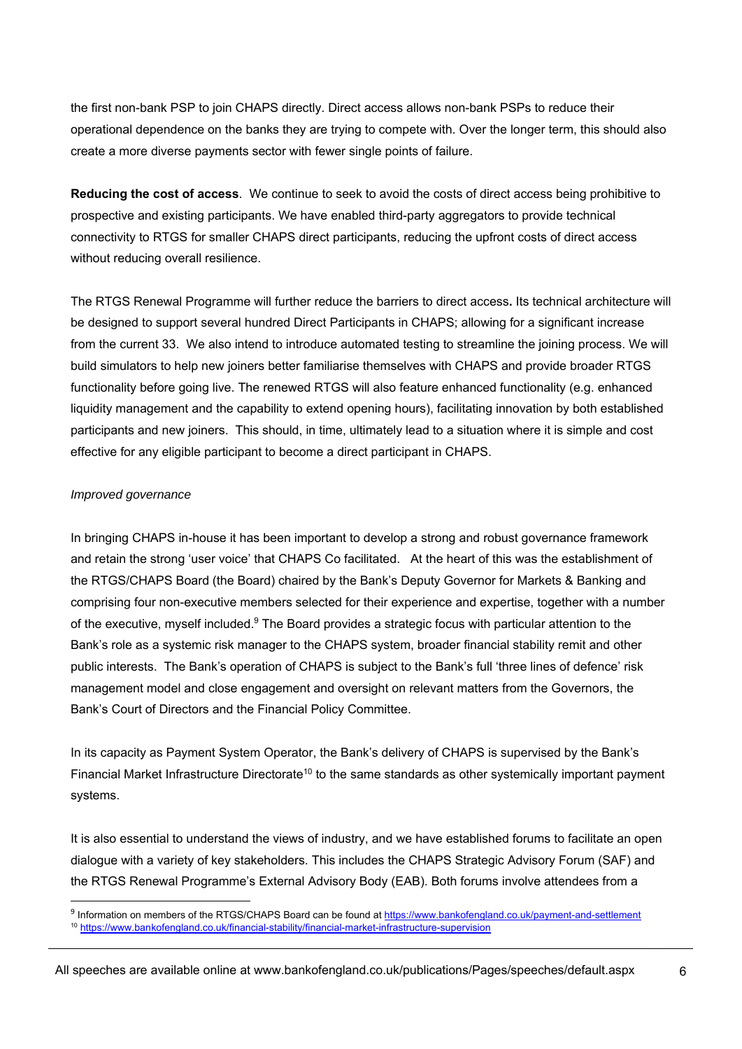the first non-bank PSP to join CHAPS directly. Direct access allows non-bank PSPs to reduce their operational dependence on the banks they are trying to compete with. Over the longer term, this should also create a more diverse payments sector with fewer single points of failure.

**Reducing the cost of access**. We continue to seek to avoid the costs of direct access being prohibitive to prospective and existing participants. We have enabled third-party aggregators to provide technical connectivity to RTGS for smaller CHAPS direct participants, reducing the upfront costs of direct access without reducing overall resilience.

The RTGS Renewal Programme will further reduce the barriers to direct access**.** Its technical architecture will be designed to support several hundred Direct Participants in CHAPS; allowing for a significant increase from the current 33. We also intend to introduce automated testing to streamline the joining process. We will build simulators to help new joiners better familiarise themselves with CHAPS and provide broader RTGS functionality before going live. The renewed RTGS will also feature enhanced functionality (e.g. enhanced liquidity management and the capability to extend opening hours), facilitating innovation by both established participants and new joiners. This should, in time, ultimately lead to a situation where it is simple and cost effective for any eligible participant to become a direct participant in CHAPS.

*Improved governance*

In bringing CHAPS in-house it has been important to develop a strong and robust governance framework and retain the strong 'user voice' that CHAPS Co facilitated. At the heart of this was the establishment of the RTGS/CHAPS Board (the Board) chaired by the Bank's Deputy Governor for Markets & Banking and comprising four non-executive members selected for their experience and expertise, together with a number of the executive, myself included.[9] The Board provides a strategic focus with particular attention to the Bank's role as a systemic risk manager to the CHAPS system, broader financial stability remit and other public interests. The Bank's operation of CHAPS is subject to the Bank's full 'three lines of defence' risk management model and close engagement and oversight on relevant matters from the Governors, the Bank's Court of Directors and the Financial Policy Committee.

In its capacity as Payment System Operator, the Bank's delivery of CHAPS is supervised by the Bank's Financial Market Infrastructure Directorate[10] to the same standards as other systemically important payment systems.

It is also essential to understand the views of industry, and we have established forums to facilitate an open dialogue with a variety of key stakeholders. This includes the CHAPS Strategic Advisory Forum (SAF) and the RTGS Renewal Programme's External Advisory Body (EAB). Both forums involve attendees from a

[9] Information on members of the RTGS/CHAPS Board can be found at https://www.bankofengland.co.uk/payment-and-settlement

[10] https://www.bankofengland.co.uk/financial-stability/financial-market-infrastructure-supervision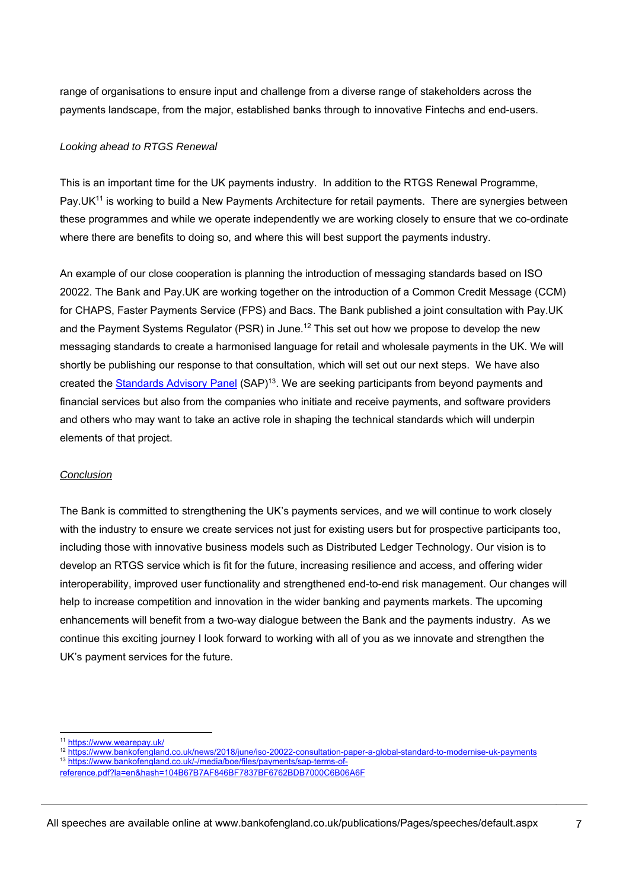range of organisations to ensure input and challenge from a diverse range of stakeholders across the payments landscape, from the major, established banks through to innovative Fintechs and end-users.

*Looking ahead to RTGS Renewal*

This is an important time for the UK payments industry. In addition to the RTGS Renewal Programme, Pay.UK[11] is working to build a New Payments Architecture for retail payments. There are synergies between these programmes and while we operate independently we are working closely to ensure that we co-ordinate where there are benefits to doing so, and where this will best support the payments industry.

An example of our close cooperation is planning the introduction of messaging standards based on ISO 20022. The Bank and Pay.UK are working together on the introduction of a Common Credit Message (CCM) for CHAPS, Faster Payments Service (FPS) and Bacs. The Bank published a joint consultation with Pay.UK and the Payment Systems Regulator (PSR) in June.[12] This set out how we propose to develop the new messaging standards to create a harmonised language for retail and wholesale payments in the UK. We will shortly be publishing our response to that consultation, which will set out our next steps. We have also created the [Standards Advisory Panel](https://www.bankofengland.co.uk/-/media/boe/files/payments/sap-terms-of-reference.pdf?la=en&hash=104B67B7AF846BF7837BF6762BDB7000C6B06A6F) (SAP)[13]. We are seeking participants from beyond payments and financial services but also from the companies who initiate and receive payments, and software providers and others who may want to take an active role in shaping the technical standards which will underpin elements of that project.

*Conclusion*

The Bank is committed to strengthening the UK's payments services, and we will continue to work closely with the industry to ensure we create services not just for existing users but for prospective participants too, including those with innovative business models such as Distributed Ledger Technology. Our vision is to develop an RTGS service which is fit for the future, increasing resilience and access, and offering wider interoperability, improved user functionality and strengthened end-to-end risk management. Our changes will help to increase competition and innovation in the wider banking and payments markets. The upcoming enhancements will benefit from a two-way dialogue between the Bank and the payments industry. As we continue this exciting journey I look forward to working with all of you as we innovate and strengthen the UK's payment services for the future.

---

[11] https://www.wearepay.uk/

[12] https://www.bankofengland.co.uk/news/2018/june/iso-20022-consultation-paper-a-global-standard-to-modernise-uk-payments

[13] https://www.bankofengland.co.uk/-/media/boe/files/payments/sap-terms-of-reference.pdf?la=en&hash=104B67B7AF846BF7837BF6762BDB7000C6B06A6F